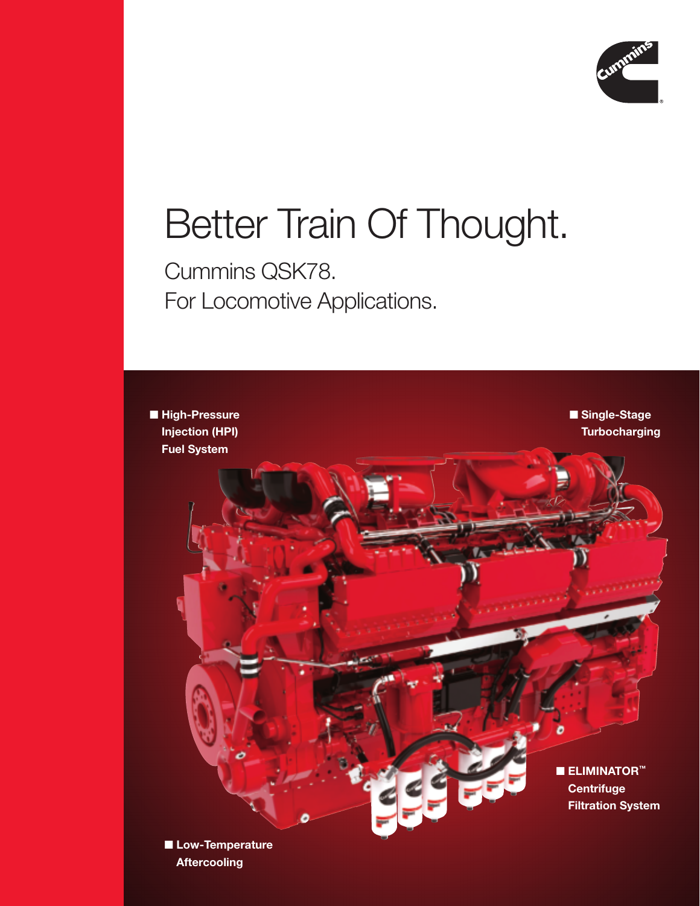# Better Train Of Thought.

## Cummins QSK78.
## For Locomotive Applications.

- **High-Pressure Injection (HPI) Fuel System**
- **Single-Stage Turbocharging**
- **ELIMINATOR™ Centrifuge Filtration System**
- **Low-Temperature Aftercooling**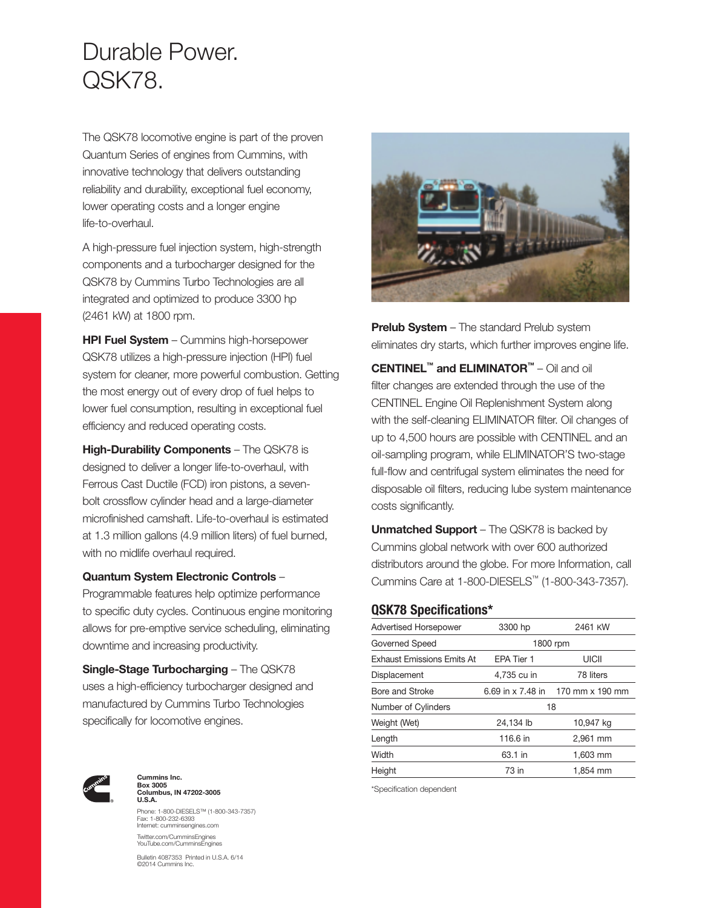# Durable Power.
# QSK78.

The QSK78 locomotive engine is part of the proven Quantum Series of engines from Cummins, with innovative technology that delivers outstanding reliability and durability, exceptional fuel economy, lower operating costs and a longer engine life-to-overhaul.

A high-pressure fuel injection system, high-strength components and a turbocharger designed for the QSK78 by Cummins Turbo Technologies are all integrated and optimized to produce 3300 hp (2461 kW) at 1800 rpm.

**HPI Fuel System** – Cummins high-horsepower QSK78 utilizes a high-pressure injection (HPI) fuel system for cleaner, more powerful combustion. Getting the most energy out of every drop of fuel helps to lower fuel consumption, resulting in exceptional fuel efficiency and reduced operating costs.

**High-Durability Components** – The QSK78 is designed to deliver a longer life-to-overhaul, with Ferrous Cast Ductile (FCD) iron pistons, a seven-bolt crossflow cylinder head and a large-diameter microfinished camshaft. Life-to-overhaul is estimated at 1.3 million gallons (4.9 million liters) of fuel burned, with no midlife overhaul required.

**Quantum System Electronic Controls** – Programmable features help optimize performance to specific duty cycles. Continuous engine monitoring allows for pre-emptive service scheduling, eliminating downtime and increasing productivity.

**Single-Stage Turbocharging** – The QSK78 uses a high-efficiency turbocharger designed and manufactured by Cummins Turbo Technologies specifically for locomotive engines.

**Prelub System** – The standard Prelub system eliminates dry starts, which further improves engine life.

**CENTINEL™ and ELIMINATOR™** – Oil and oil filter changes are extended through the use of the CENTINEL Engine Oil Replenishment System along with the self-cleaning ELIMINATOR filter. Oil changes of up to 4,500 hours are possible with CENTINEL and an oil-sampling program, while ELIMINATOR'S two-stage full-flow and centrifugal system eliminates the need for disposable oil filters, reducing lube system maintenance costs significantly.

**Unmatched Support** – The QSK78 is backed by Cummins global network with over 600 authorized distributors around the globe. For more Information, call Cummins Care at 1-800-DIESELS™ (1-800-343-7357).

## QSK78 Specifications*

| | | |
|---|---|---|
| Advertised Horsepower | 3300 hp | 2461 KW |
| Governed Speed | 1800 rpm | |
| Exhaust Emissions Emits At | EPA Tier 1 | UICII |
| Displacement | 4,735 cu in | 78 liters |
| Bore and Stroke | 6.69 in x 7.48 in | 170 mm x 190 mm |
| Number of Cylinders | 18 | |
| Weight (Wet) | 24,134 lb | 10,947 kg |
| Length | 116.6 in | 2,961 mm |
| Width | 63.1 in | 1,603 mm |
| Height | 73 in | 1,854 mm |

*Specification dependent

**Cummins Inc.**
**Box 3005**
**Columbus, IN 47202-3005**
**U.S.A.**

Phone: 1-800-DIESELS™ (1-800-343-7357)
Fax: 1-800-232-6393
Internet: cumminsengines.com

Twitter.com/CumminsEngines
YouTube.com/CumminsEngines

Bulletin 4087353 Printed in U.S.A. 6/14
©2014 Cummins Inc.